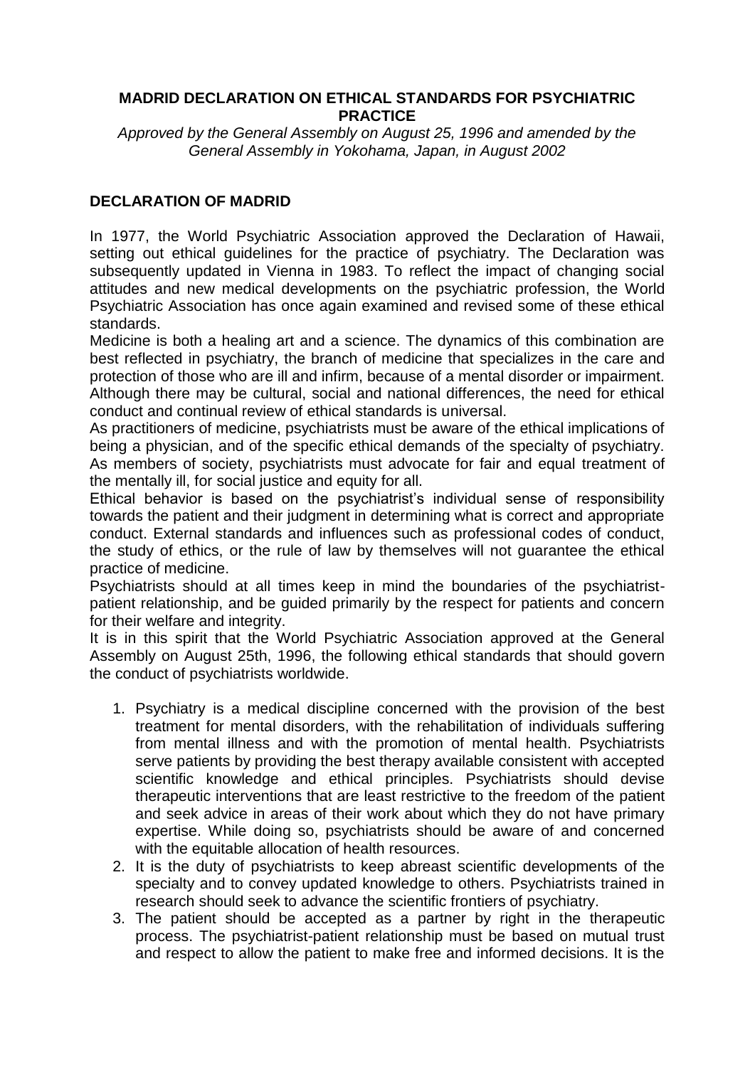# MADRID DECLARATION ON ETHICAL STANDARDS FOR PSYCHIATRIC PRACTICE

*Approved by the General Assembly on August 25, 1996 and amended by the General Assembly in Yokohama, Japan, in August 2002*

## DECLARATION OF MADRID

In 1977, the World Psychiatric Association approved the Declaration of Hawaii, setting out ethical guidelines for the practice of psychiatry. The Declaration was subsequently updated in Vienna in 1983. To reflect the impact of changing social attitudes and new medical developments on the psychiatric profession, the World Psychiatric Association has once again examined and revised some of these ethical standards.

Medicine is both a healing art and a science. The dynamics of this combination are best reflected in psychiatry, the branch of medicine that specializes in the care and protection of those who are ill and infirm, because of a mental disorder or impairment. Although there may be cultural, social and national differences, the need for ethical conduct and continual review of ethical standards is universal.

As practitioners of medicine, psychiatrists must be aware of the ethical implications of being a physician, and of the specific ethical demands of the specialty of psychiatry. As members of society, psychiatrists must advocate for fair and equal treatment of the mentally ill, for social justice and equity for all.

Ethical behavior is based on the psychiatrist's individual sense of responsibility towards the patient and their judgment in determining what is correct and appropriate conduct. External standards and influences such as professional codes of conduct, the study of ethics, or the rule of law by themselves will not guarantee the ethical practice of medicine.

Psychiatrists should at all times keep in mind the boundaries of the psychiatrist-patient relationship, and be guided primarily by the respect for patients and concern for their welfare and integrity.

It is in this spirit that the World Psychiatric Association approved at the General Assembly on August 25th, 1996, the following ethical standards that should govern the conduct of psychiatrists worldwide.

1. Psychiatry is a medical discipline concerned with the provision of the best treatment for mental disorders, with the rehabilitation of individuals suffering from mental illness and with the promotion of mental health. Psychiatrists serve patients by providing the best therapy available consistent with accepted scientific knowledge and ethical principles. Psychiatrists should devise therapeutic interventions that are least restrictive to the freedom of the patient and seek advice in areas of their work about which they do not have primary expertise. While doing so, psychiatrists should be aware of and concerned with the equitable allocation of health resources.
2. It is the duty of psychiatrists to keep abreast scientific developments of the specialty and to convey updated knowledge to others. Psychiatrists trained in research should seek to advance the scientific frontiers of psychiatry.
3. The patient should be accepted as a partner by right in the therapeutic process. The psychiatrist-patient relationship must be based on mutual trust and respect to allow the patient to make free and informed decisions. It is the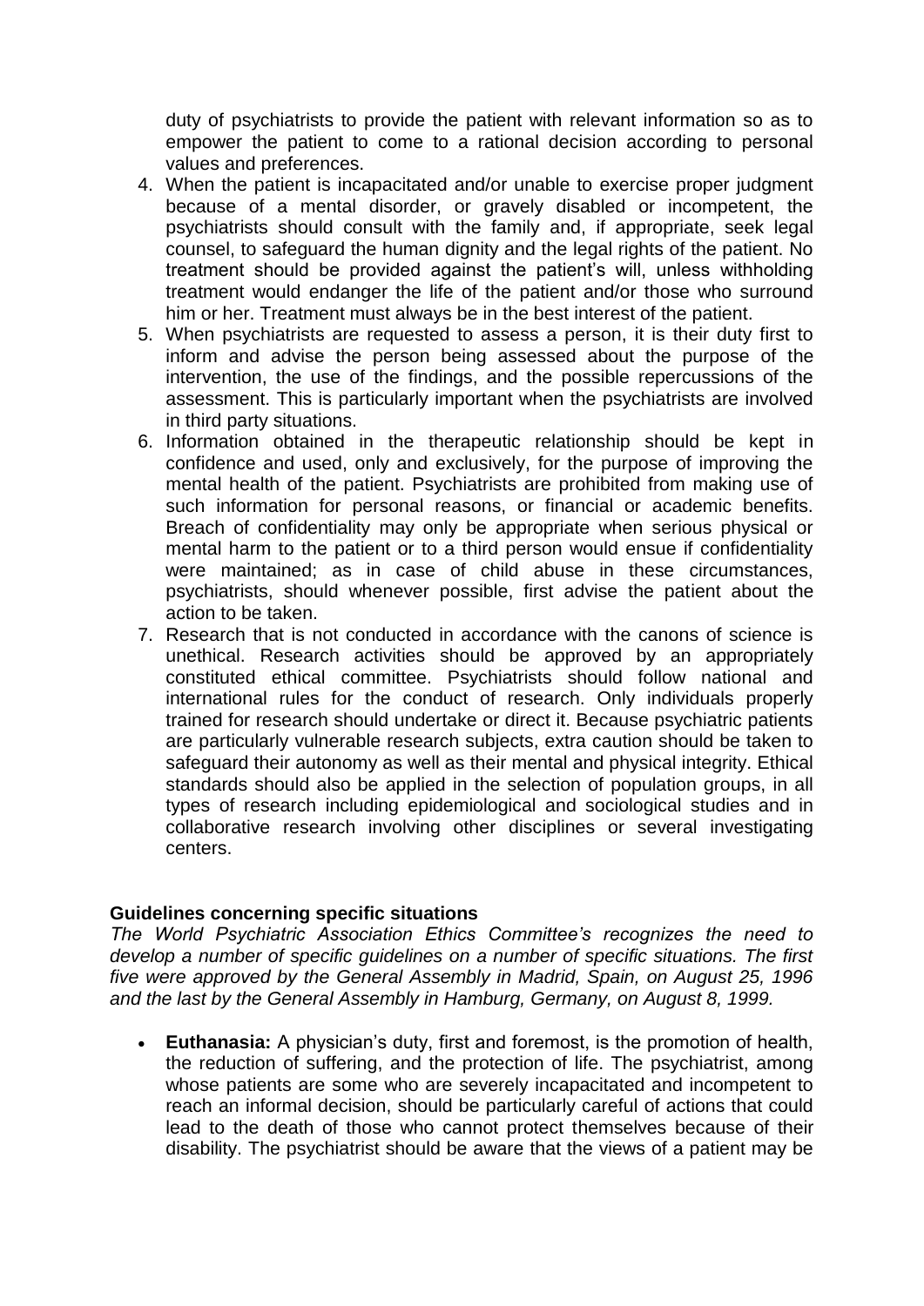duty of psychiatrists to provide the patient with relevant information so as to empower the patient to come to a rational decision according to personal values and preferences.

4. When the patient is incapacitated and/or unable to exercise proper judgment because of a mental disorder, or gravely disabled or incompetent, the psychiatrists should consult with the family and, if appropriate, seek legal counsel, to safeguard the human dignity and the legal rights of the patient. No treatment should be provided against the patient's will, unless withholding treatment would endanger the life of the patient and/or those who surround him or her. Treatment must always be in the best interest of the patient.
5. When psychiatrists are requested to assess a person, it is their duty first to inform and advise the person being assessed about the purpose of the intervention, the use of the findings, and the possible repercussions of the assessment. This is particularly important when the psychiatrists are involved in third party situations.
6. Information obtained in the therapeutic relationship should be kept in confidence and used, only and exclusively, for the purpose of improving the mental health of the patient. Psychiatrists are prohibited from making use of such information for personal reasons, or financial or academic benefits. Breach of confidentiality may only be appropriate when serious physical or mental harm to the patient or to a third person would ensue if confidentiality were maintained; as in case of child abuse in these circumstances, psychiatrists, should whenever possible, first advise the patient about the action to be taken.
7. Research that is not conducted in accordance with the canons of science is unethical. Research activities should be approved by an appropriately constituted ethical committee. Psychiatrists should follow national and international rules for the conduct of research. Only individuals properly trained for research should undertake or direct it. Because psychiatric patients are particularly vulnerable research subjects, extra caution should be taken to safeguard their autonomy as well as their mental and physical integrity. Ethical standards should also be applied in the selection of population groups, in all types of research including epidemiological and sociological studies and in collaborative research involving other disciplines or several investigating centers.

**Guidelines concerning specific situations**

*The World Psychiatric Association Ethics Committee's recognizes the need to develop a number of specific guidelines on a number of specific situations. The first five were approved by the General Assembly in Madrid, Spain, on August 25, 1996 and the last by the General Assembly in Hamburg, Germany, on August 8, 1999.*

- **Euthanasia:** A physician's duty, first and foremost, is the promotion of health, the reduction of suffering, and the protection of life. The psychiatrist, among whose patients are some who are severely incapacitated and incompetent to reach an informal decision, should be particularly careful of actions that could lead to the death of those who cannot protect themselves because of their disability. The psychiatrist should be aware that the views of a patient may be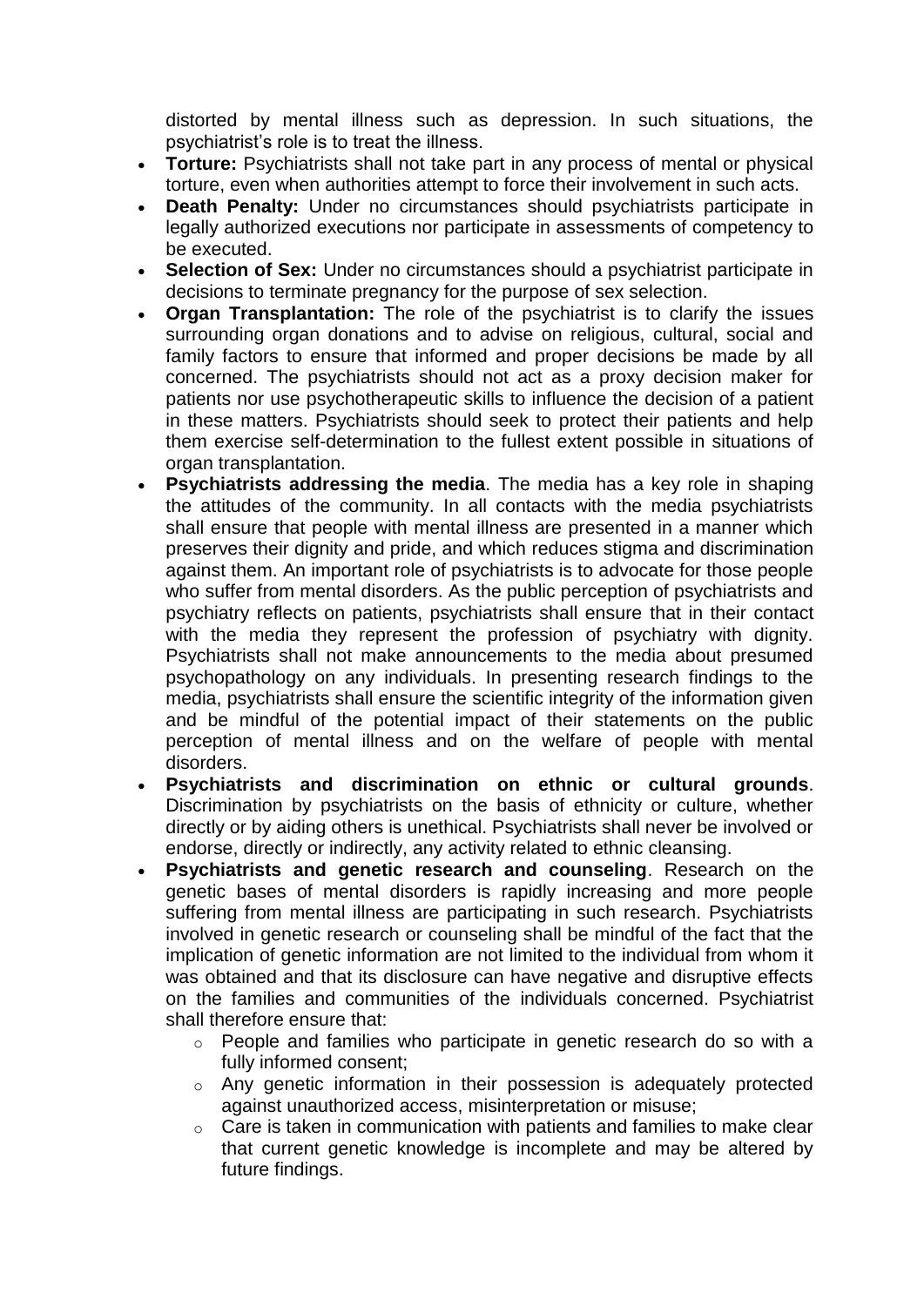distorted by mental illness such as depression. In such situations, the psychiatrist's role is to treat the illness.

- **Torture:** Psychiatrists shall not take part in any process of mental or physical torture, even when authorities attempt to force their involvement in such acts.
- **Death Penalty:** Under no circumstances should psychiatrists participate in legally authorized executions nor participate in assessments of competency to be executed.
- **Selection of Sex:** Under no circumstances should a psychiatrist participate in decisions to terminate pregnancy for the purpose of sex selection.
- **Organ Transplantation:** The role of the psychiatrist is to clarify the issues surrounding organ donations and to advise on religious, cultural, social and family factors to ensure that informed and proper decisions be made by all concerned. The psychiatrists should not act as a proxy decision maker for patients nor use psychotherapeutic skills to influence the decision of a patient in these matters. Psychiatrists should seek to protect their patients and help them exercise self-determination to the fullest extent possible in situations of organ transplantation.
- **Psychiatrists addressing the media**. The media has a key role in shaping the attitudes of the community. In all contacts with the media psychiatrists shall ensure that people with mental illness are presented in a manner which preserves their dignity and pride, and which reduces stigma and discrimination against them. An important role of psychiatrists is to advocate for those people who suffer from mental disorders. As the public perception of psychiatrists and psychiatry reflects on patients, psychiatrists shall ensure that in their contact with the media they represent the profession of psychiatry with dignity. Psychiatrists shall not make announcements to the media about presumed psychopathology on any individuals. In presenting research findings to the media, psychiatrists shall ensure the scientific integrity of the information given and be mindful of the potential impact of their statements on the public perception of mental illness and on the welfare of people with mental disorders.
- **Psychiatrists and discrimination on ethnic or cultural grounds**. Discrimination by psychiatrists on the basis of ethnicity or culture, whether directly or by aiding others is unethical. Psychiatrists shall never be involved or endorse, directly or indirectly, any activity related to ethnic cleansing.
- **Psychiatrists and genetic research and counseling**. Research on the genetic bases of mental disorders is rapidly increasing and more people suffering from mental illness are participating in such research. Psychiatrists involved in genetic research or counseling shall be mindful of the fact that the implication of genetic information are not limited to the individual from whom it was obtained and that its disclosure can have negative and disruptive effects on the families and communities of the individuals concerned. Psychiatrist shall therefore ensure that:
  - People and families who participate in genetic research do so with a fully informed consent;
  - Any genetic information in their possession is adequately protected against unauthorized access, misinterpretation or misuse;
  - Care is taken in communication with patients and families to make clear that current genetic knowledge is incomplete and may be altered by future findings.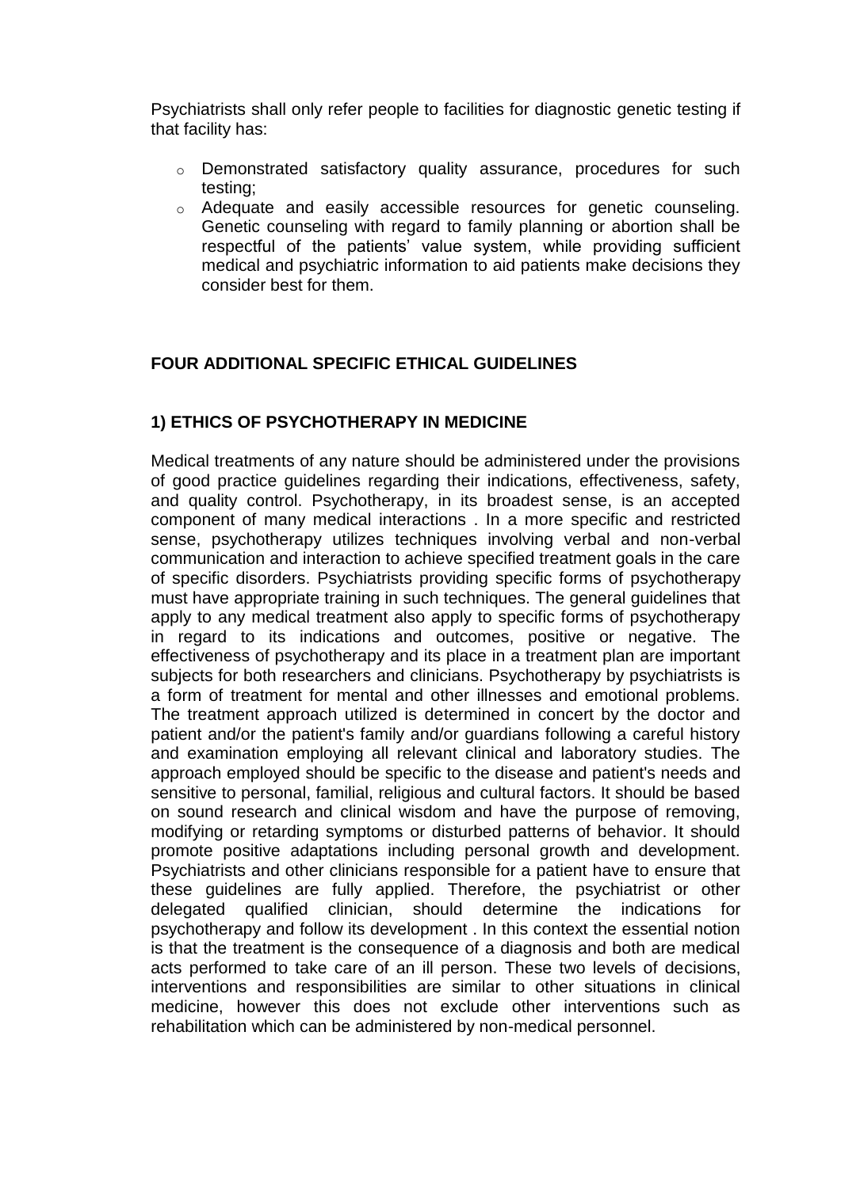Psychiatrists shall only refer people to facilities for diagnostic genetic testing if that facility has:

- Demonstrated satisfactory quality assurance, procedures for such testing;
- Adequate and easily accessible resources for genetic counseling. Genetic counseling with regard to family planning or abortion shall be respectful of the patients' value system, while providing sufficient medical and psychiatric information to aid patients make decisions they consider best for them.

## FOUR ADDITIONAL SPECIFIC ETHICAL GUIDELINES

### 1) ETHICS OF PSYCHOTHERAPY IN MEDICINE

Medical treatments of any nature should be administered under the provisions of good practice guidelines regarding their indications, effectiveness, safety, and quality control. Psychotherapy, in its broadest sense, is an accepted component of many medical interactions . In a more specific and restricted sense, psychotherapy utilizes techniques involving verbal and non-verbal communication and interaction to achieve specified treatment goals in the care of specific disorders. Psychiatrists providing specific forms of psychotherapy must have appropriate training in such techniques. The general guidelines that apply to any medical treatment also apply to specific forms of psychotherapy in regard to its indications and outcomes, positive or negative. The effectiveness of psychotherapy and its place in a treatment plan are important subjects for both researchers and clinicians. Psychotherapy by psychiatrists is a form of treatment for mental and other illnesses and emotional problems. The treatment approach utilized is determined in concert by the doctor and patient and/or the patient's family and/or guardians following a careful history and examination employing all relevant clinical and laboratory studies. The approach employed should be specific to the disease and patient's needs and sensitive to personal, familial, religious and cultural factors. It should be based on sound research and clinical wisdom and have the purpose of removing, modifying or retarding symptoms or disturbed patterns of behavior. It should promote positive adaptations including personal growth and development. Psychiatrists and other clinicians responsible for a patient have to ensure that these guidelines are fully applied. Therefore, the psychiatrist or other delegated qualified clinician, should determine the indications for psychotherapy and follow its development . In this context the essential notion is that the treatment is the consequence of a diagnosis and both are medical acts performed to take care of an ill person. These two levels of decisions, interventions and responsibilities are similar to other situations in clinical medicine, however this does not exclude other interventions such as rehabilitation which can be administered by non-medical personnel.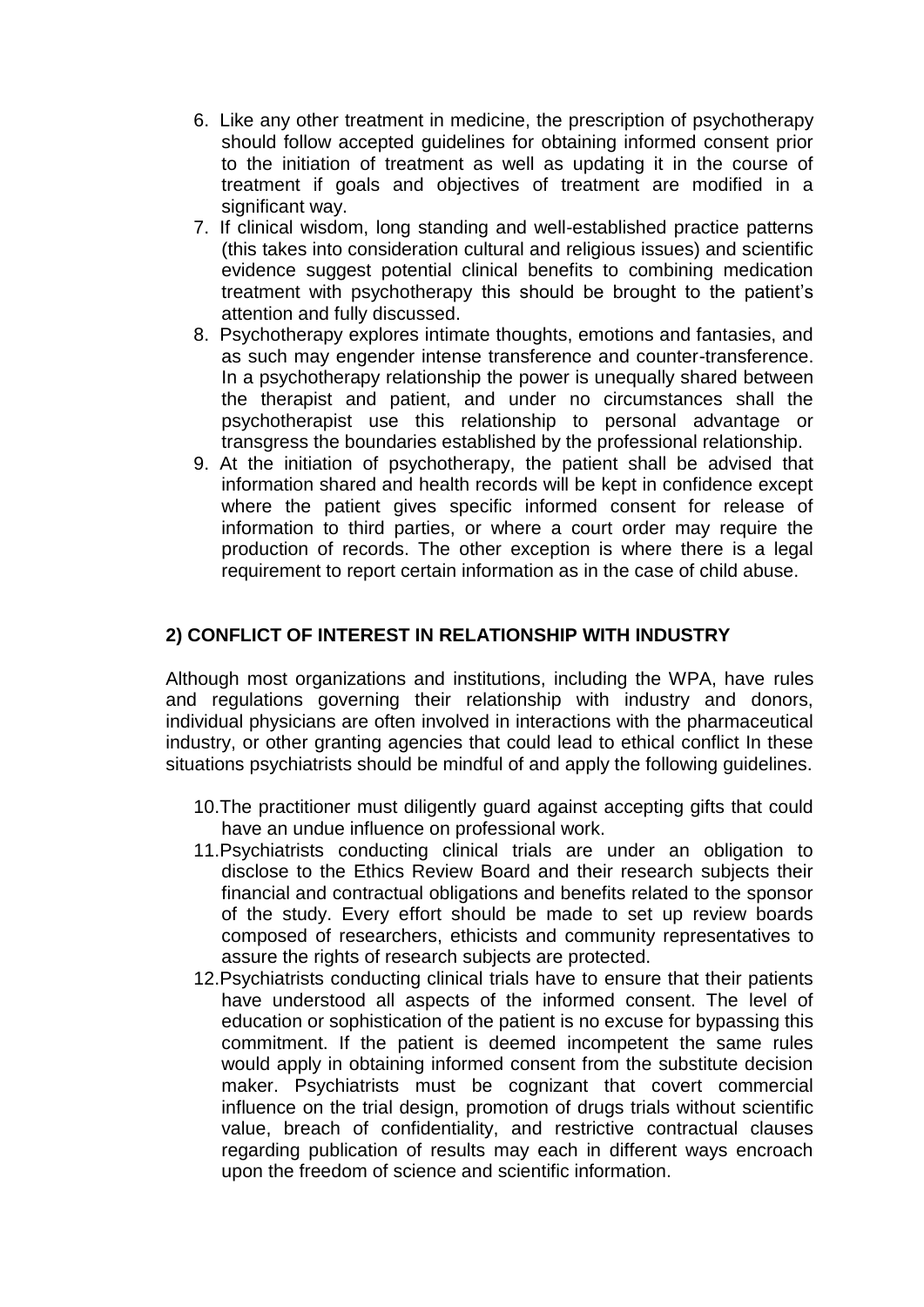6. Like any other treatment in medicine, the prescription of psychotherapy should follow accepted guidelines for obtaining informed consent prior to the initiation of treatment as well as updating it in the course of treatment if goals and objectives of treatment are modified in a significant way.
7. If clinical wisdom, long standing and well-established practice patterns (this takes into consideration cultural and religious issues) and scientific evidence suggest potential clinical benefits to combining medication treatment with psychotherapy this should be brought to the patient's attention and fully discussed.
8. Psychotherapy explores intimate thoughts, emotions and fantasies, and as such may engender intense transference and counter-transference. In a psychotherapy relationship the power is unequally shared between the therapist and patient, and under no circumstances shall the psychotherapist use this relationship to personal advantage or transgress the boundaries established by the professional relationship.
9. At the initiation of psychotherapy, the patient shall be advised that information shared and health records will be kept in confidence except where the patient gives specific informed consent for release of information to third parties, or where a court order may require the production of records. The other exception is where there is a legal requirement to report certain information as in the case of child abuse.

## 2) CONFLICT OF INTEREST IN RELATIONSHIP WITH INDUSTRY

Although most organizations and institutions, including the WPA, have rules and regulations governing their relationship with industry and donors, individual physicians are often involved in interactions with the pharmaceutical industry, or other granting agencies that could lead to ethical conflict In these situations psychiatrists should be mindful of and apply the following guidelines.

10. The practitioner must diligently guard against accepting gifts that could have an undue influence on professional work.
11. Psychiatrists conducting clinical trials are under an obligation to disclose to the Ethics Review Board and their research subjects their financial and contractual obligations and benefits related to the sponsor of the study. Every effort should be made to set up review boards composed of researchers, ethicists and community representatives to assure the rights of research subjects are protected.
12. Psychiatrists conducting clinical trials have to ensure that their patients have understood all aspects of the informed consent. The level of education or sophistication of the patient is no excuse for bypassing this commitment. If the patient is deemed incompetent the same rules would apply in obtaining informed consent from the substitute decision maker. Psychiatrists must be cognizant that covert commercial influence on the trial design, promotion of drugs trials without scientific value, breach of confidentiality, and restrictive contractual clauses regarding publication of results may each in different ways encroach upon the freedom of science and scientific information.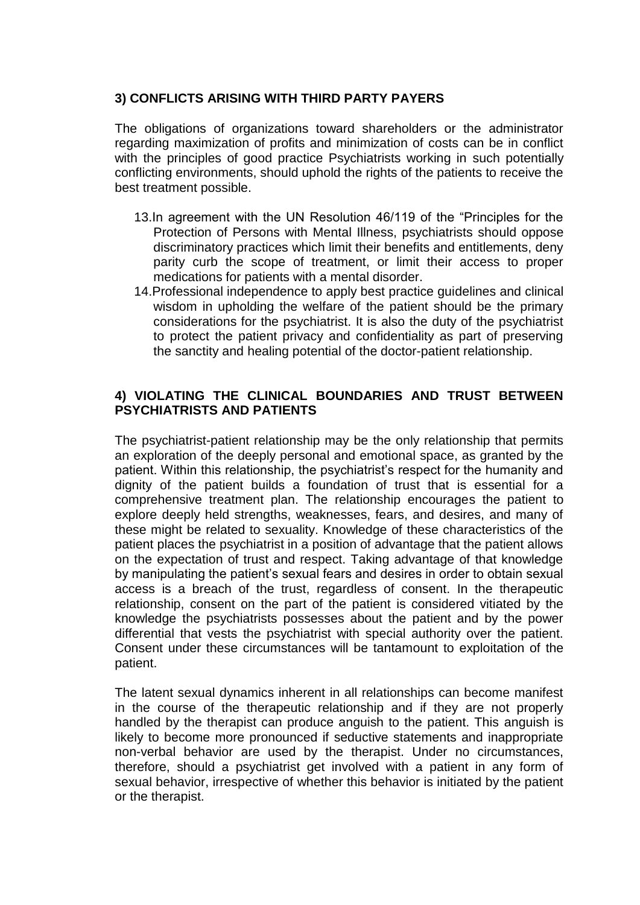### 3) CONFLICTS ARISING WITH THIRD PARTY PAYERS

The obligations of organizations toward shareholders or the administrator regarding maximization of profits and minimization of costs can be in conflict with the principles of good practice Psychiatrists working in such potentially conflicting environments, should uphold the rights of the patients to receive the best treatment possible.

13. In agreement with the UN Resolution 46/119 of the "Principles for the Protection of Persons with Mental Illness, psychiatrists should oppose discriminatory practices which limit their benefits and entitlements, deny parity curb the scope of treatment, or limit their access to proper medications for patients with a mental disorder.
14. Professional independence to apply best practice guidelines and clinical wisdom in upholding the welfare of the patient should be the primary considerations for the psychiatrist. It is also the duty of the psychiatrist to protect the patient privacy and confidentiality as part of preserving the sanctity and healing potential of the doctor-patient relationship.

### 4) VIOLATING THE CLINICAL BOUNDARIES AND TRUST BETWEEN PSYCHIATRISTS AND PATIENTS

The psychiatrist-patient relationship may be the only relationship that permits an exploration of the deeply personal and emotional space, as granted by the patient. Within this relationship, the psychiatrist's respect for the humanity and dignity of the patient builds a foundation of trust that is essential for a comprehensive treatment plan. The relationship encourages the patient to explore deeply held strengths, weaknesses, fears, and desires, and many of these might be related to sexuality. Knowledge of these characteristics of the patient places the psychiatrist in a position of advantage that the patient allows on the expectation of trust and respect. Taking advantage of that knowledge by manipulating the patient's sexual fears and desires in order to obtain sexual access is a breach of the trust, regardless of consent. In the therapeutic relationship, consent on the part of the patient is considered vitiated by the knowledge the psychiatrists possesses about the patient and by the power differential that vests the psychiatrist with special authority over the patient. Consent under these circumstances will be tantamount to exploitation of the patient.

The latent sexual dynamics inherent in all relationships can become manifest in the course of the therapeutic relationship and if they are not properly handled by the therapist can produce anguish to the patient. This anguish is likely to become more pronounced if seductive statements and inappropriate non-verbal behavior are used by the therapist. Under no circumstances, therefore, should a psychiatrist get involved with a patient in any form of sexual behavior, irrespective of whether this behavior is initiated by the patient or the therapist.